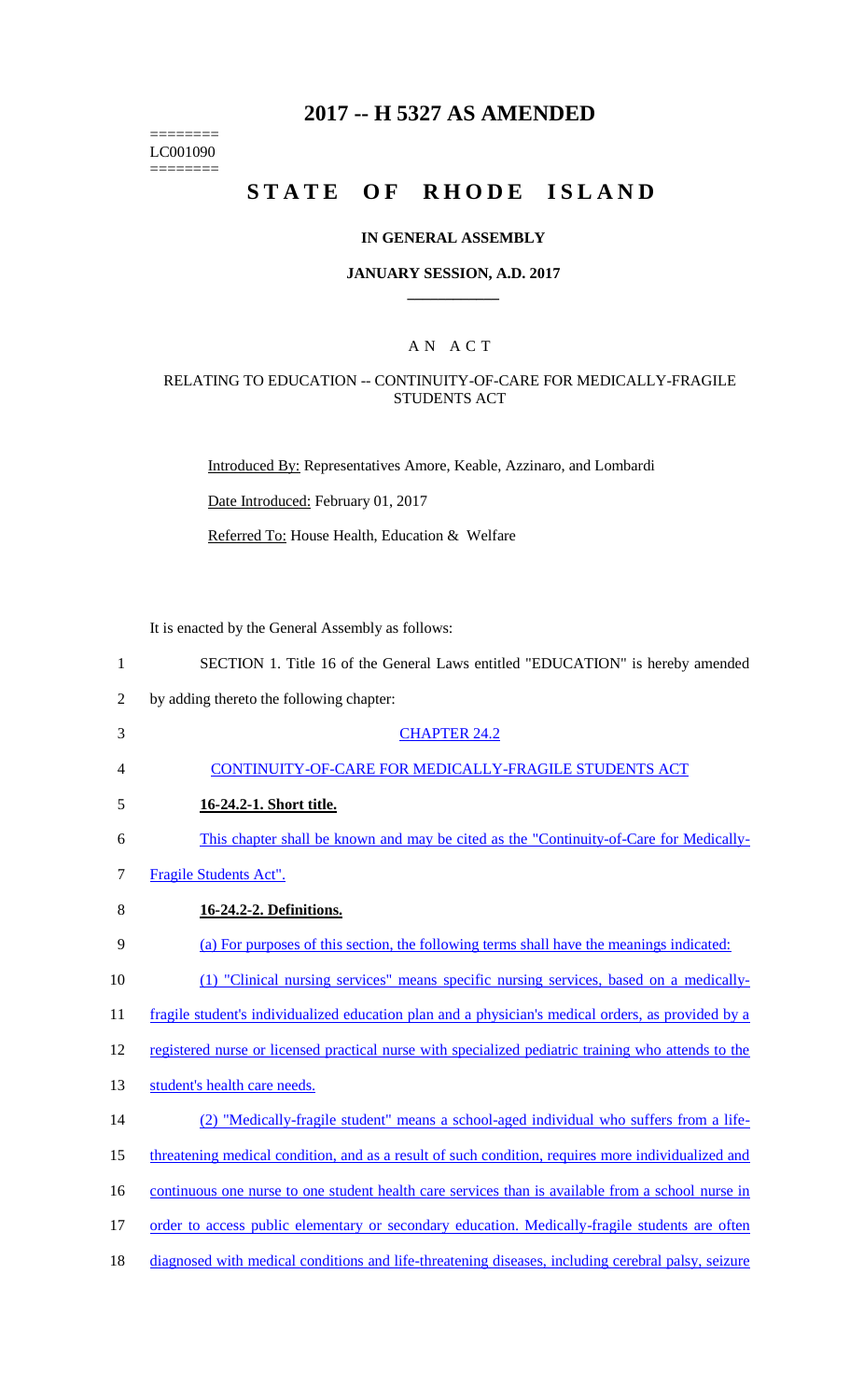# 2017 -- H 5327 AS AMENDED

========
LC001090
========

# STATE OF RHODE ISLAND

## IN GENERAL ASSEMBLY

### JANUARY SESSION, A.D. 2017

---

A N A C T

RELATING TO EDUCATION -- CONTINUITY-OF-CARE FOR MEDICALLY-FRAGILE STUDENTS ACT

Introduced By: Representatives Amore, Keable, Azzinaro, and Lombardi

Date Introduced: February 01, 2017

Referred To: House Health, Education & Welfare

It is enacted by the General Assembly as follows:

1 SECTION 1. Title 16 of the General Laws entitled "EDUCATION" is hereby amended
2 by adding thereto the following chapter:

3 CHAPTER 24.2

4 CONTINUITY-OF-CARE FOR MEDICALLY-FRAGILE STUDENTS ACT

5 **16-24.2-1. Short title.**

6 This chapter shall be known and may be cited as the "Continuity-of-Care for Medically-
7 Fragile Students Act".

8 **16-24.2-2. Definitions.**

9 (a) For purposes of this section, the following terms shall have the meanings indicated:

10 (1) "Clinical nursing services" means specific nursing services, based on a medically-
11 fragile student's individualized education plan and a physician's medical orders, as provided by a
12 registered nurse or licensed practical nurse with specialized pediatric training who attends to the
13 student's health care needs.

14 (2) "Medically-fragile student" means a school-aged individual who suffers from a life-
15 threatening medical condition, and as a result of such condition, requires more individualized and
16 continuous one nurse to one student health care services than is available from a school nurse in
17 order to access public elementary or secondary education. Medically-fragile students are often
18 diagnosed with medical conditions and life-threatening diseases, including cerebral palsy, seizure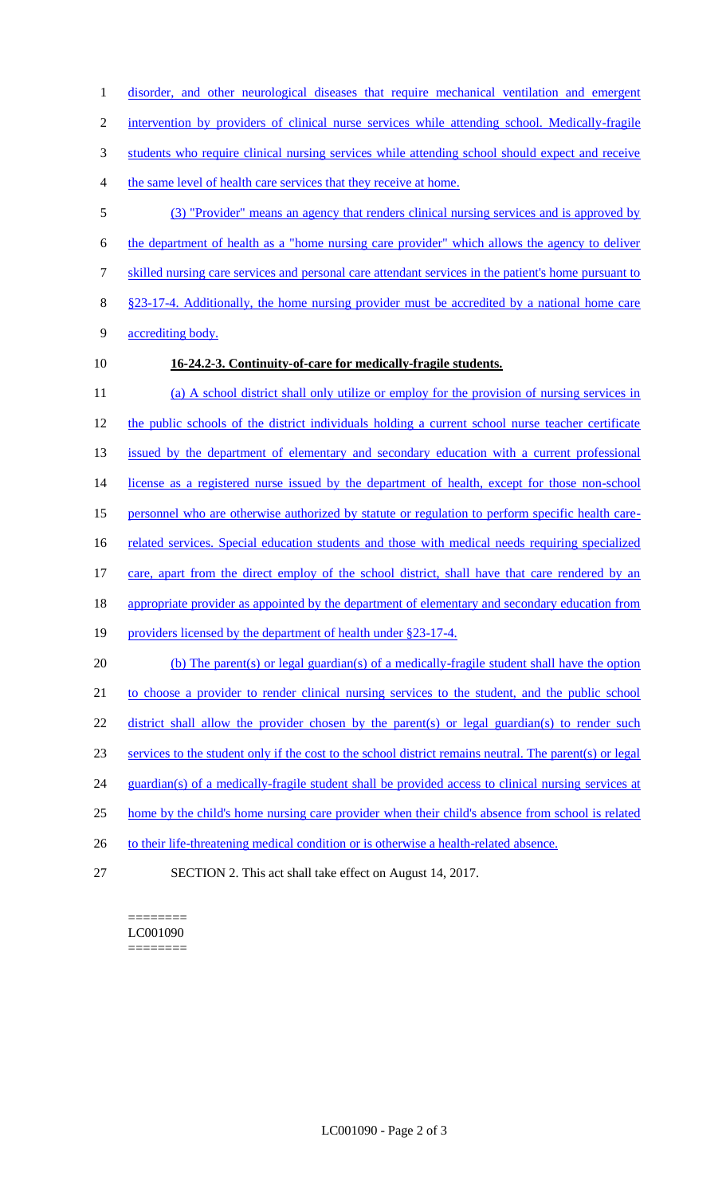disorder, and other neurological diseases that require mechanical ventilation and emergent intervention by providers of clinical nurse services while attending school. Medically-fragile students who require clinical nursing services while attending school should expect and receive the same level of health care services that they receive at home.

(3) "Provider" means an agency that renders clinical nursing services and is approved by the department of health as a "home nursing care provider" which allows the agency to deliver skilled nursing care services and personal care attendant services in the patient's home pursuant to §23-17-4. Additionally, the home nursing provider must be accredited by a national home care accrediting body.

**16-24.2-3. Continuity-of-care for medically-fragile students.**

(a) A school district shall only utilize or employ for the provision of nursing services in the public schools of the district individuals holding a current school nurse teacher certificate issued by the department of elementary and secondary education with a current professional license as a registered nurse issued by the department of health, except for those non-school personnel who are otherwise authorized by statute or regulation to perform specific health care-related services. Special education students and those with medical needs requiring specialized care, apart from the direct employ of the school district, shall have that care rendered by an appropriate provider as appointed by the department of elementary and secondary education from providers licensed by the department of health under §23-17-4.

(b) The parent(s) or legal guardian(s) of a medically-fragile student shall have the option to choose a provider to render clinical nursing services to the student, and the public school district shall allow the provider chosen by the parent(s) or legal guardian(s) to render such services to the student only if the cost to the school district remains neutral. The parent(s) or legal guardian(s) of a medically-fragile student shall be provided access to clinical nursing services at home by the child's home nursing care provider when their child's absence from school is related to their life-threatening medical condition or is otherwise a health-related absence.

SECTION 2. This act shall take effect on August 14, 2017.

========
LC001090
========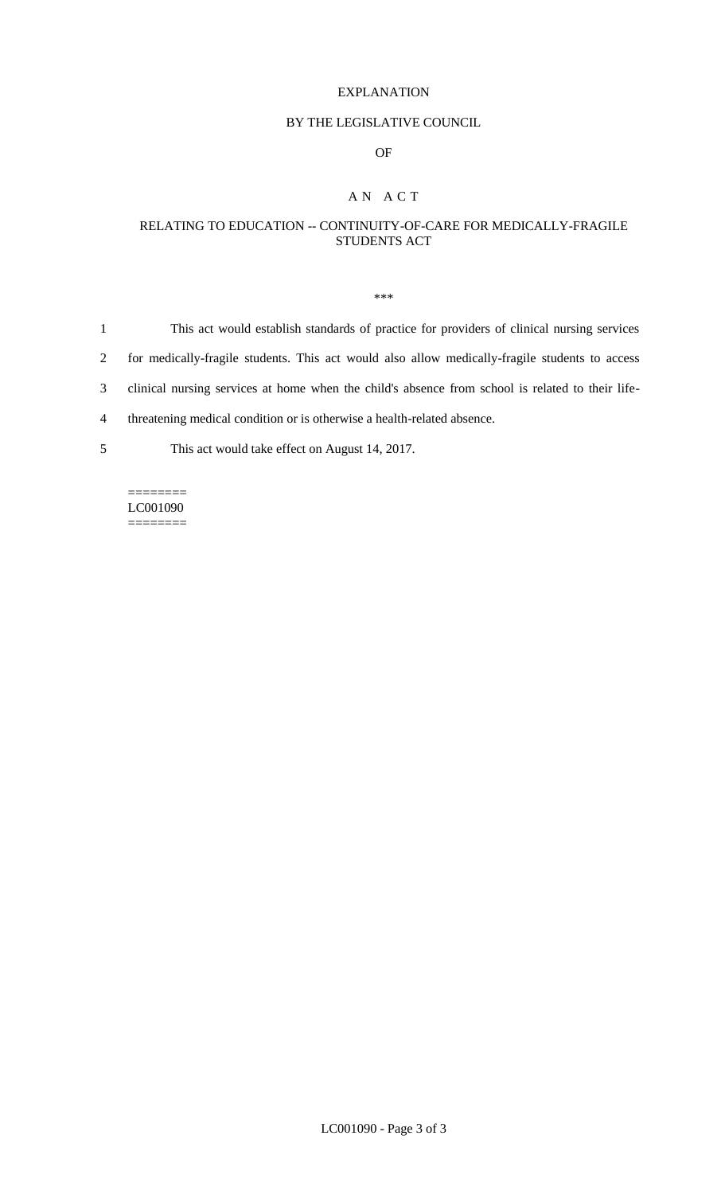EXPLANATION

BY THE LEGISLATIVE COUNCIL

OF

# A N A C T

## RELATING TO EDUCATION -- CONTINUITY-OF-CARE FOR MEDICALLY-FRAGILE STUDENTS ACT

\*\*\*

This act would establish standards of practice for providers of clinical nursing services for medically-fragile students. This act would also allow medically-fragile students to access clinical nursing services at home when the child's absence from school is related to their life-threatening medical condition or is otherwise a health-related absence.

This act would take effect on August 14, 2017.

========
LC001090
========